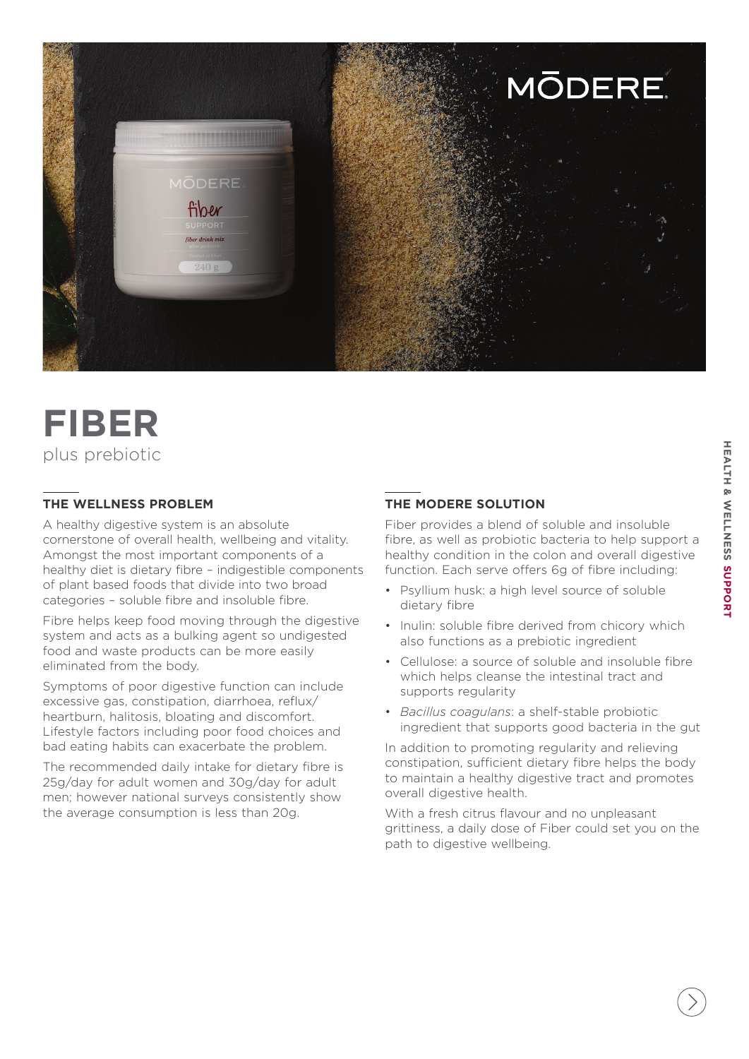# FIBER

plus prebiotic

## THE WELLNESS PROBLEM

A healthy digestive system is an absolute cornerstone of overall health, wellbeing and vitality. Amongst the most important components of a healthy diet is dietary fibre – indigestible components of plant based foods that divide into two broad categories – soluble fibre and insoluble fibre.

Fibre helps keep food moving through the digestive system and acts as a bulking agent so undigested food and waste products can be more easily eliminated from the body.

Symptoms of poor digestive function can include excessive gas, constipation, diarrhoea, reflux/heartburn, halitosis, bloating and discomfort. Lifestyle factors including poor food choices and bad eating habits can exacerbate the problem.

The recommended daily intake for dietary fibre is 25g/day for adult women and 30g/day for adult men; however national surveys consistently show the average consumption is less than 20g.

## THE MODERE SOLUTION

Fiber provides a blend of soluble and insoluble fibre, as well as probiotic bacteria to help support a healthy condition in the colon and overall digestive function. Each serve offers 6g of fibre including:

- Psyllium husk: a high level source of soluble dietary fibre
- Inulin: soluble fibre derived from chicory which also functions as a prebiotic ingredient
- Cellulose: a source of soluble and insoluble fibre which helps cleanse the intestinal tract and supports regularity
- *Bacillus coagulans*: a shelf-stable probiotic ingredient that supports good bacteria in the gut

In addition to promoting regularity and relieving constipation, sufficient dietary fibre helps the body to maintain a healthy digestive tract and promotes overall digestive health.

With a fresh citrus flavour and no unpleasant grittiness, a daily dose of Fiber could set you on the path to digestive wellbeing.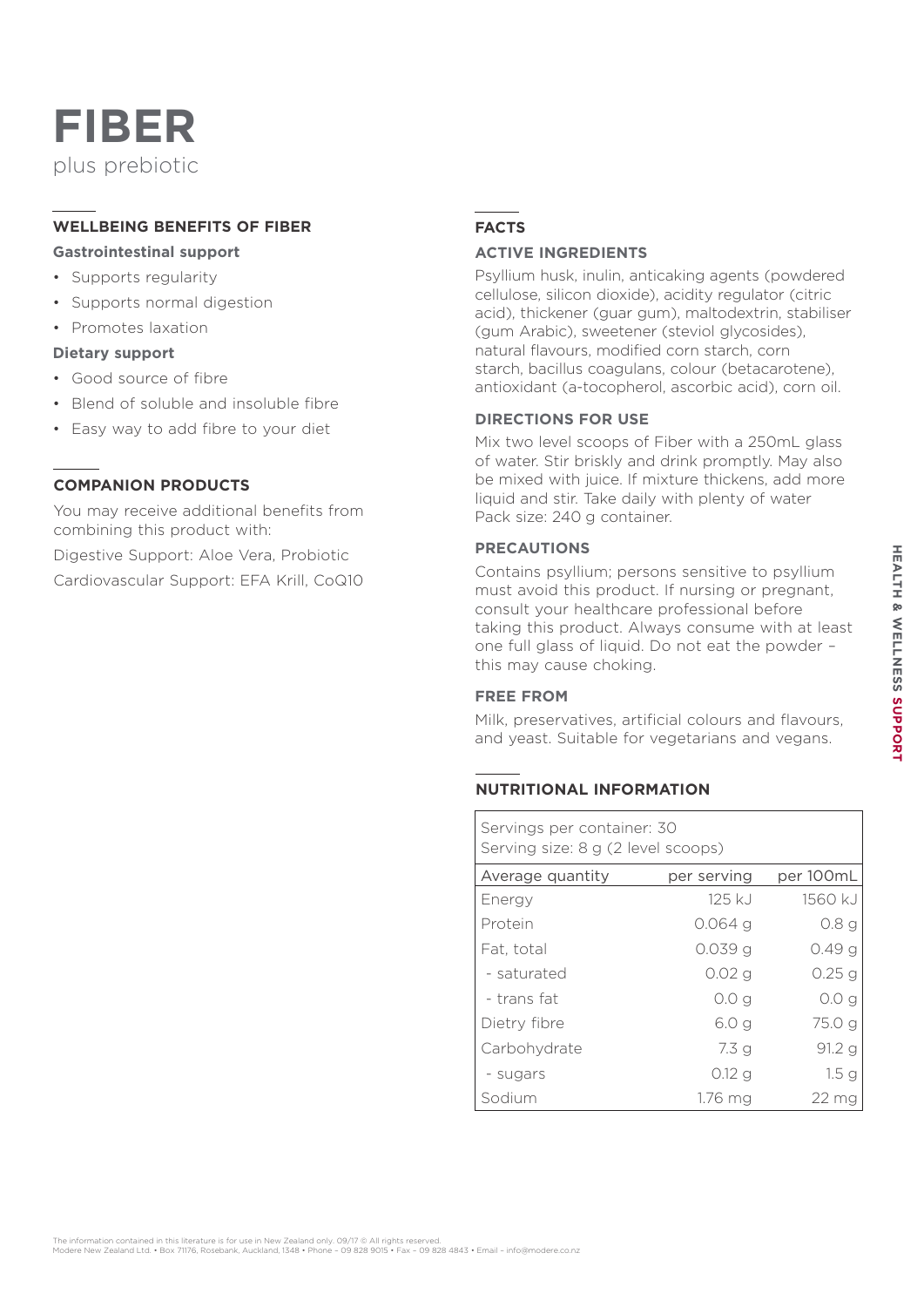# FIBER

plus prebiotic

## WELLBEING BENEFITS OF FIBER

**Gastrointestinal support**

- Supports regularity
- Supports normal digestion
- Promotes laxation

**Dietary support**

- Good source of fibre
- Blend of soluble and insoluble fibre
- Easy way to add fibre to your diet

## COMPANION PRODUCTS

You may receive additional benefits from combining this product with:

Digestive Support: Aloe Vera, Probiotic

Cardiovascular Support: EFA Krill, CoQ10

## FACTS

### ACTIVE INGREDIENTS

Psyllium husk, inulin, anticaking agents (powdered cellulose, silicon dioxide), acidity regulator (citric acid), thickener (guar gum), maltodextrin, stabiliser (gum Arabic), sweetener (steviol glycosides), natural flavours, modified corn starch, corn starch, bacillus coagulans, colour (betacarotene), antioxidant (a-tocopherol, ascorbic acid), corn oil.

### DIRECTIONS FOR USE

Mix two level scoops of Fiber with a 250mL glass of water. Stir briskly and drink promptly. May also be mixed with juice. If mixture thickens, add more liquid and stir. Take daily with plenty of water
Pack size: 240 g container.

### PRECAUTIONS

Contains psyllium; persons sensitive to psyllium must avoid this product. If nursing or pregnant, consult your healthcare professional before taking this product. Always consume with at least one full glass of liquid. Do not eat the powder – this may cause choking.

### FREE FROM

Milk, preservatives, artificial colours and flavours, and yeast. Suitable for vegetarians and vegans.

## NUTRITIONAL INFORMATION

Servings per container: 30
Serving size: 8 g (2 level scoops)

| Average quantity | per serving | per 100mL |
|---|---|---|
| Energy | 125 kJ | 1560 kJ |
| Protein | 0.064 g | 0.8 g |
| Fat, total | 0.039 g | 0.49 g |
| - saturated | 0.02 g | 0.25 g |
| - trans fat | 0.0 g | 0.0 g |
| Dietry fibre | 6.0 g | 75.0 g |
| Carbohydrate | 7.3 g | 91.2 g |
| - sugars | 0.12 g | 1.5 g |
| Sodium | 1.76 mg | 22 mg |

HEALTH & WELLNESS SUPPORT

The information contained in this literature is for use in New Zealand only. 09/17 © All rights reserved.
Modere New Zealand Ltd. • Box 71176, Rosebank, Auckland, 1348 • Phone – 09 828 9015 • Fax – 09 828 4843 • Email – info@modere.co.nz